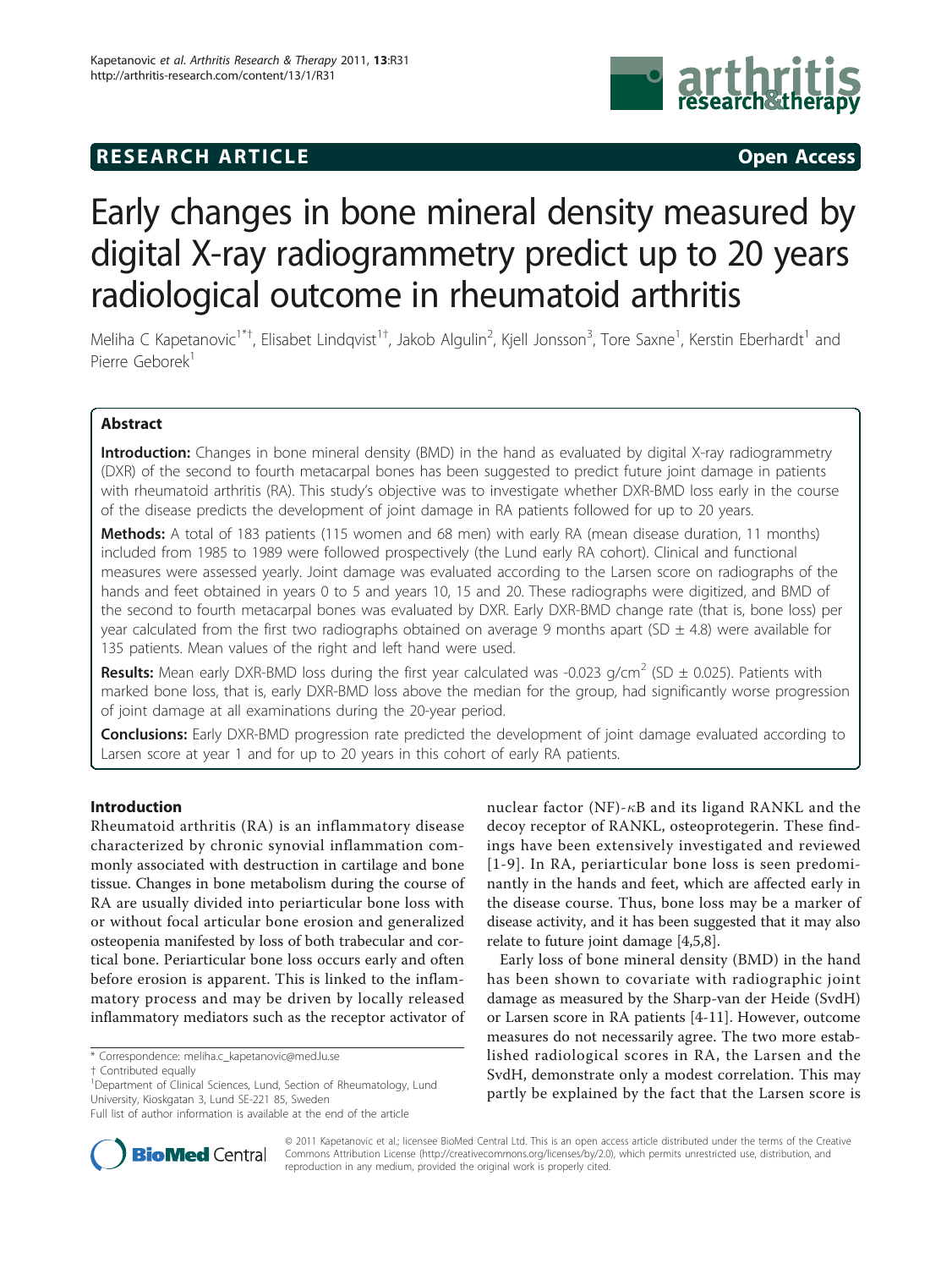**RESEARCH ARTICLE** **Open Access**

# Early changes in bone mineral density measured by digital X-ray radiogrammetry predict up to 20 years radiological outcome in rheumatoid arthritis

Meliha C Kapetanovic[1*†], Elisabet Lindqvist[1†], Jakob Algulin[2], Kjell Jonsson[3], Tore Saxne[1], Kerstin Eberhardt[1] and Pierre Geborek[1]

## Abstract

**Introduction:** Changes in bone mineral density (BMD) in the hand as evaluated by digital X-ray radiogrammetry (DXR) of the second to fourth metacarpal bones has been suggested to predict future joint damage in patients with rheumatoid arthritis (RA). This study's objective was to investigate whether DXR-BMD loss early in the course of the disease predicts the development of joint damage in RA patients followed for up to 20 years.

**Methods:** A total of 183 patients (115 women and 68 men) with early RA (mean disease duration, 11 months) included from 1985 to 1989 were followed prospectively (the Lund early RA cohort). Clinical and functional measures were assessed yearly. Joint damage was evaluated according to the Larsen score on radiographs of the hands and feet obtained in years 0 to 5 and years 10, 15 and 20. These radiographs were digitized, and BMD of the second to fourth metacarpal bones was evaluated by DXR. Early DXR-BMD change rate (that is, bone loss) per year calculated from the first two radiographs obtained on average 9 months apart (SD ± 4.8) were available for 135 patients. Mean values of the right and left hand were used.

**Results:** Mean early DXR-BMD loss during the first year calculated was -0.023 g/cm$^2$ (SD ± 0.025). Patients with marked bone loss, that is, early DXR-BMD loss above the median for the group, had significantly worse progression of joint damage at all examinations during the 20-year period.

**Conclusions:** Early DXR-BMD progression rate predicted the development of joint damage evaluated according to Larsen score at year 1 and for up to 20 years in this cohort of early RA patients.

## Introduction

Rheumatoid arthritis (RA) is an inflammatory disease characterized by chronic synovial inflammation commonly associated with destruction in cartilage and bone tissue. Changes in bone metabolism during the course of RA are usually divided into periarticular bone loss with or without focal articular bone erosion and generalized osteopenia manifested by loss of both trabecular and cortical bone. Periarticular bone loss occurs early and often before erosion is apparent. This is linked to the inflammatory process and may be driven by locally released inflammatory mediators such as the receptor activator of nuclear factor (NF)-κB and its ligand RANKL and the decoy receptor of RANKL, osteoprotegerin. These findings have been extensively investigated and reviewed [1-9]. In RA, periarticular bone loss is seen predominantly in the hands and feet, which are affected early in the disease course. Thus, bone loss may be a marker of disease activity, and it has been suggested that it may also relate to future joint damage [4,5,8].

Early loss of bone mineral density (BMD) in the hand has been shown to covariate with radiographic joint damage as measured by the Sharp-van der Heide (SvdH) or Larsen score in RA patients [4-11]. However, outcome measures do not necessarily agree. The two more established radiological scores in RA, the Larsen and the SvdH, demonstrate only a modest correlation. This may partly be explained by the fact that the Larsen score is

\* Correspondence: meliha.c_kapetanovic@med.lu.se
† Contributed equally
[1]Department of Clinical Sciences, Lund, Section of Rheumatology, Lund University, Kioskgatan 3, Lund SE-221 85, Sweden
Full list of author information is available at the end of the article

© 2011 Kapetanovic et al.; licensee BioMed Central Ltd. This is an open access article distributed under the terms of the Creative Commons Attribution License (http://creativecommons.org/licenses/by/2.0), which permits unrestricted use, distribution, and reproduction in any medium, provided the original work is properly cited.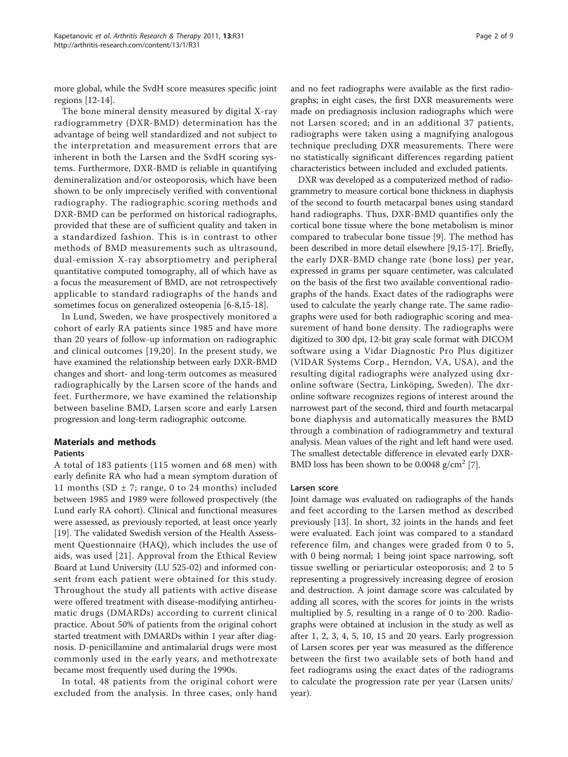more global, while the SvdH score measures specific joint regions [12-14].

The bone mineral density measured by digital X-ray radiogrammetry (DXR-BMD) determination has the advantage of being well standardized and not subject to the interpretation and measurement errors that are inherent in both the Larsen and the SvdH scoring systems. Furthermore, DXR-BMD is reliable in quantifying demineralization and/or osteoporosis, which have been shown to be only imprecisely verified with conventional radiography. The radiographic scoring methods and DXR-BMD can be performed on historical radiographs, provided that these are of sufficient quality and taken in a standardized fashion. This is in contrast to other methods of BMD measurements such as ultrasound, dual-emission X-ray absorptiometry and peripheral quantitative computed tomography, all of which have as a focus the measurement of BMD, are not retrospectively applicable to standard radiographs of the hands and sometimes focus on generalized osteopenia [6-8,15-18].

In Lund, Sweden, we have prospectively monitored a cohort of early RA patients since 1985 and have more than 20 years of follow-up information on radiographic and clinical outcomes [19,20]. In the present study, we have examined the relationship between early DXR-BMD changes and short- and long-term outcomes as measured radiographically by the Larsen score of the hands and feet. Furthermore, we have examined the relationship between baseline BMD, Larsen score and early Larsen progression and long-term radiographic outcome.

## Materials and methods

### Patients

A total of 183 patients (115 women and 68 men) with early definite RA who had a mean symptom duration of 11 months (SD ± 7; range, 0 to 24 months) included between 1985 and 1989 were followed prospectively (the Lund early RA cohort). Clinical and functional measures were assessed, as previously reported, at least once yearly [19]. The validated Swedish version of the Health Assessment Questionnaire (HAQ), which includes the use of aids, was used [21]. Approval from the Ethical Review Board at Lund University (LU 525-02) and informed consent from each patient were obtained for this study. Throughout the study all patients with active disease were offered treatment with disease-modifying antirheumatic drugs (DMARDs) according to current clinical practice. About 50% of patients from the original cohort started treatment with DMARDs within 1 year after diagnosis. D-penicillamine and antimalarial drugs were most commonly used in the early years, and methotrexate became most frequently used during the 1990s.

In total, 48 patients from the original cohort were excluded from the analysis. In three cases, only hand and no feet radiographs were available as the first radiographs; in eight cases, the first DXR measurements were made on prediagnosis inclusion radiographs which were not Larsen scored; and in an additional 37 patients, radiographs were taken using a magnifying analogous technique precluding DXR measurements. There were no statistically significant differences regarding patient characteristics between included and excluded patients.

DXR was developed as a computerized method of radiogrammetry to measure cortical bone thickness in diaphysis of the second to fourth metacarpal bones using standard hand radiographs. Thus, DXR-BMD quantifies only the cortical bone tissue where the bone metabolism is minor compared to trabecular bone tissue [9]. The method has been described in more detail elsewhere [9,15-17]. Briefly, the early DXR-BMD change rate (bone loss) per year, expressed in grams per square centimeter, was calculated on the basis of the first two available conventional radiographs of the hands. Exact dates of the radiographs were used to calculate the yearly change rate. The same radiographs were used for both radiographic scoring and measurement of hand bone density. The radiographs were digitized to 300 dpi, 12-bit gray scale format with DICOM software using a Vidar Diagnostic Pro Plus digitizer (VIDAR Systems Corp., Herndon, VA, USA), and the resulting digital radiographs were analyzed using dxr-online software (Sectra, Linköping, Sweden). The dxr-online software recognizes regions of interest around the narrowest part of the second, third and fourth metacarpal bone diaphysis and automatically measures the BMD through a combination of radiogrammetry and textural analysis. Mean values of the right and left hand were used. The smallest detectable difference in elevated early DXR-BMD loss has been shown to be 0.0048 $g/cm^2$ [7].

### Larsen score

Joint damage was evaluated on radiographs of the hands and feet according to the Larsen method as described previously [13]. In short, 32 joints in the hands and feet were evaluated. Each joint was compared to a standard reference film, and changes were graded from 0 to 5, with 0 being normal; 1 being joint space narrowing, soft tissue swelling or periarticular osteoporosis; and 2 to 5 representing a progressively increasing degree of erosion and destruction. A joint damage score was calculated by adding all scores, with the scores for joints in the wrists multiplied by 5, resulting in a range of 0 to 200. Radiographs were obtained at inclusion in the study as well as after 1, 2, 3, 4, 5, 10, 15 and 20 years. Early progression of Larsen scores per year was measured as the difference between the first two available sets of both hand and feet radiograms using the exact dates of the radiograms to calculate the progression rate per year (Larsen units/year).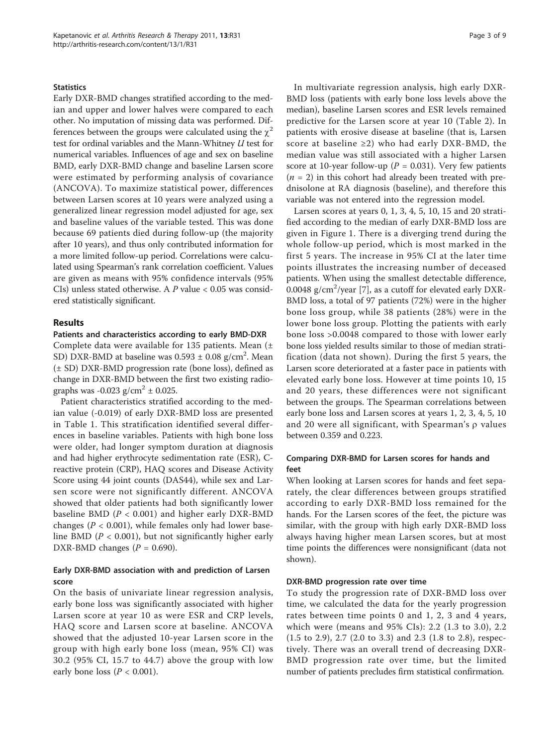### Statistics

Early DXR-BMD changes stratified according to the median and upper and lower halves were compared to each other. No imputation of missing data was performed. Differences between the groups were calculated using the $\chi^2$ test for ordinal variables and the Mann-Whitney *U* test for numerical variables. Influences of age and sex on baseline BMD, early DXR-BMD change and baseline Larsen score were estimated by performing analysis of covariance (ANCOVA). To maximize statistical power, differences between Larsen scores at 10 years were analyzed using a generalized linear regression model adjusted for age, sex and baseline values of the variable tested. This was done because 69 patients died during follow-up (the majority after 10 years), and thus only contributed information for a more limited follow-up period. Correlations were calculated using Spearman's rank correlation coefficient. Values are given as means with 95% confidence intervals (95% CIs) unless stated otherwise. A *P* value < 0.05 was considered statistically significant.

## Results

### Patients and characteristics according to early BMD-DXR

Complete data were available for 135 patients. Mean (± SD) DXR-BMD at baseline was 0.593 ± 0.08 g/cm$^2$. Mean (± SD) DXR-BMD progression rate (bone loss), defined as change in DXR-BMD between the first two existing radiographs was -0.023 g/cm$^2$ ± 0.025.

Patient characteristics stratified according to the median value (-0.019) of early DXR-BMD loss are presented in Table 1. This stratification identified several differences in baseline variables. Patients with high bone loss were older, had longer symptom duration at diagnosis and had higher erythrocyte sedimentation rate (ESR), C-reactive protein (CRP), HAQ scores and Disease Activity Score using 44 joint counts (DAS44), while sex and Larsen score were not significantly different. ANCOVA showed that older patients had both significantly lower baseline BMD (*P* < 0.001) and higher early DXR-BMD changes (*P* < 0.001), while females only had lower baseline BMD (*P* < 0.001), but not significantly higher early DXR-BMD changes (*P* = 0.690).

### Early DXR-BMD association with and prediction of Larsen score

On the basis of univariate linear regression analysis, early bone loss was significantly associated with higher Larsen score at year 10 as were ESR and CRP levels, HAQ score and Larsen score at baseline. ANCOVA showed that the adjusted 10-year Larsen score in the group with high early bone loss (mean, 95% CI) was 30.2 (95% CI, 15.7 to 44.7) above the group with low early bone loss (*P* < 0.001).

In multivariate regression analysis, high early DXR-BMD loss (patients with early bone loss levels above the median), baseline Larsen scores and ESR levels remained predictive for the Larsen score at year 10 (Table 2). In patients with erosive disease at baseline (that is, Larsen score at baseline ≥2) who had early DXR-BMD, the median value was still associated with a higher Larsen score at 10-year follow-up (*P* = 0.031). Very few patients (*n* = 2) in this cohort had already been treated with prednisolone at RA diagnosis (baseline), and therefore this variable was not entered into the regression model.

Larsen scores at years 0, 1, 3, 4, 5, 10, 15 and 20 stratified according to the median of early DXR-BMD loss are given in Figure 1. There is a diverging trend during the whole follow-up period, which is most marked in the first 5 years. The increase in 95% CI at the later time points illustrates the increasing number of deceased patients. When using the smallest detectable difference, 0.0048 g/cm$^2$/year [7], as a cutoff for elevated early DXR-BMD loss, a total of 97 patients (72%) were in the higher bone loss group, while 38 patients (28%) were in the lower bone loss group. Plotting the patients with early bone loss >0.0048 compared to those with lower early bone loss yielded results similar to those of median stratification (data not shown). During the first 5 years, the Larsen score deteriorated at a faster pace in patients with elevated early bone loss. However at time points 10, 15 and 20 years, these differences were not significant between the groups. The Spearman correlations between early bone loss and Larsen scores at years 1, 2, 3, 4, 5, 10 and 20 were all significant, with Spearman's $\rho$ values between 0.359 and 0.223.

### Comparing DXR-BMD for Larsen scores for hands and feet

When looking at Larsen scores for hands and feet separately, the clear differences between groups stratified according to early DXR-BMD loss remained for the hands. For the Larsen scores of the feet, the picture was similar, with the group with high early DXR-BMD loss always having higher mean Larsen scores, but at most time points the differences were nonsignificant (data not shown).

### DXR-BMD progression rate over time

To study the progression rate of DXR-BMD loss over time, we calculated the data for the yearly progression rates between time points 0 and 1, 2, 3 and 4 years, which were (means and 95% CIs): 2.2 (1.3 to 3.0), 2.2 (1.5 to 2.9), 2.7 (2.0 to 3.3) and 2.3 (1.8 to 2.8), respectively. There was an overall trend of decreasing DXR-BMD progression rate over time, but the limited number of patients precludes firm statistical confirmation.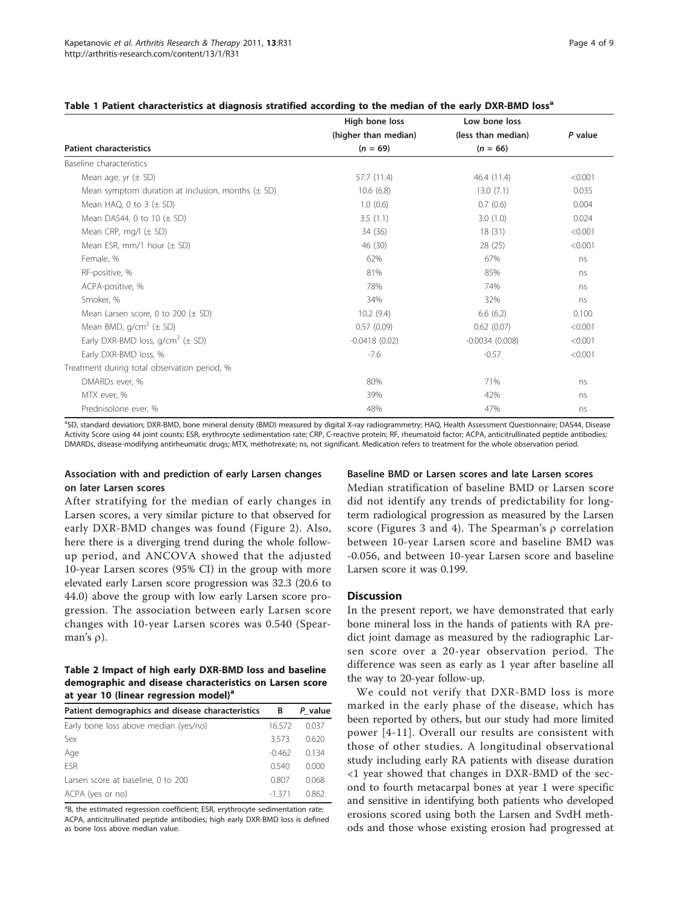**Table 1 Patient characteristics at diagnosis stratified according to the median of the early DXR-BMD loss[a]**

| Patient characteristics | High bone loss (higher than median) (n = 69) | Low bone loss (less than median) (n = 66) | P value |
|---|---|---|---|
| Baseline characteristics | | | |
| Mean age, yr (± SD) | 57.7 (11.4) | 46.4 (11.4) | <0.001 |
| Mean symptom duration at inclusion, months (± SD) | 10.6 (6.8) | 13.0 (7.1) | 0.035 |
| Mean HAQ, 0 to 3 (± SD) | 1.0 (0.6) | 0.7 (0.6) | 0.004 |
| Mean DAS44, 0 to 10 (± SD) | 3.5 (1.1) | 3.0 (1.0) | 0.024 |
| Mean CRP, mg/l (± SD) | 34 (36) | 18 (31) | <0.001 |
| Mean ESR, mm/1 hour (± SD) | 46 (30) | 28 (25) | <0.001 |
| Female, % | 62% | 67% | ns |
| RF-positive, % | 81% | 85% | ns |
| ACPA-positive, % | 78% | 74% | ns |
| Smoker, % | 34% | 32% | ns |
| Mean Larsen score, 0 to 200 (± SD) | 10.2 (9.4) | 6.6 (6.2) | 0.100 |
| Mean BMD, g/cm$^2$ (± SD) | 0.57 (0.09) | 0.62 (0.07) | <0.001 |
| Early DXR-BMD loss, g/cm$^2$ (± SD) | -0.0418 (0.02) | -0.0034 (0.008) | <0.001 |
| Early DXR-BMD loss, % | -7.6 | -0.57 | <0.001 |
| Treatment during total observation period, % | | | |
| DMARDs ever, % | 80% | 71% | ns |
| MTX ever, % | 39% | 42% | ns |
| Prednisolone ever, % | 48% | 47% | ns |

[a]SD, standard deviation; DXR-BMD, bone mineral density (BMD) measured by digital X-ray radiogrammetry; HAQ, Health Assessment Questionnaire; DAS44, Disease Activity Score using 44 joint counts; ESR, erythrocyte sedimentation rate; CRP, C-reactive protein; RF, rheumatoid factor; ACPA, anticitrullinated peptide antibodies; DMARDs, disease-modifying antirheumatic drugs; MTX, methotrexate; ns, not significant. Medication refers to treatment for the whole observation period.

### Association with and prediction of early Larsen changes on later Larsen scores

After stratifying for the median of early changes in Larsen scores, a very similar picture to that observed for early DXR-BMD changes was found (Figure 2). Also, here there is a diverging trend during the whole follow-up period, and ANCOVA showed that the adjusted 10-year Larsen scores (95% CI) in the group with more elevated early Larsen score progression was 32.3 (20.6 to 44.0) above the group with low early Larsen score progression. The association between early Larsen score changes with 10-year Larsen scores was 0.540 (Spearman's ρ).

**Table 2 Impact of high early DXR-BMD loss and baseline demographic and disease characteristics on Larsen score at year 10 (linear regression model)[a]**

| Patient demographics and disease characteristics | B | P_value |
|---|---|---|
| Early bone loss above median (yes/no) | 16.572 | 0.037 |
| Sex | 3.573 | 0.620 |
| Age | -0.462 | 0.134 |
| ESR | 0.540 | 0.000 |
| Larsen score at baseline, 0 to 200 | 0.807 | 0.068 |
| ACPA (yes or no) | -1.371 | 0.862 |

[a]B, the estimated regression coefficient; ESR, erythrocyte sedimentation rate; ACPA, anticitrullinated peptide antibodies; high early DXR-BMD loss is defined as bone loss above median value.

### Baseline BMD or Larsen scores and late Larsen scores

Median stratification of baseline BMD or Larsen score did not identify any trends of predictability for long-term radiological progression as measured by the Larsen score (Figures 3 and 4). The Spearman's ρ correlation between 10-year Larsen score and baseline BMD was -0.056, and between 10-year Larsen score and baseline Larsen score it was 0.199.

## Discussion

In the present report, we have demonstrated that early bone mineral loss in the hands of patients with RA predict joint damage as measured by the radiographic Larsen score over a 20-year observation period. The difference was seen as early as 1 year after baseline all the way to 20-year follow-up.

We could not verify that DXR-BMD loss is more marked in the early phase of the disease, which has been reported by others, but our study had more limited power [4-11]. Overall our results are consistent with those of other studies. A longitudinal observational study including early RA patients with disease duration <1 year showed that changes in DXR-BMD of the second to fourth metacarpal bones at year 1 were specific and sensitive in identifying both patients who developed erosions scored using both the Larsen and SvdH methods and those whose existing erosion had progressed at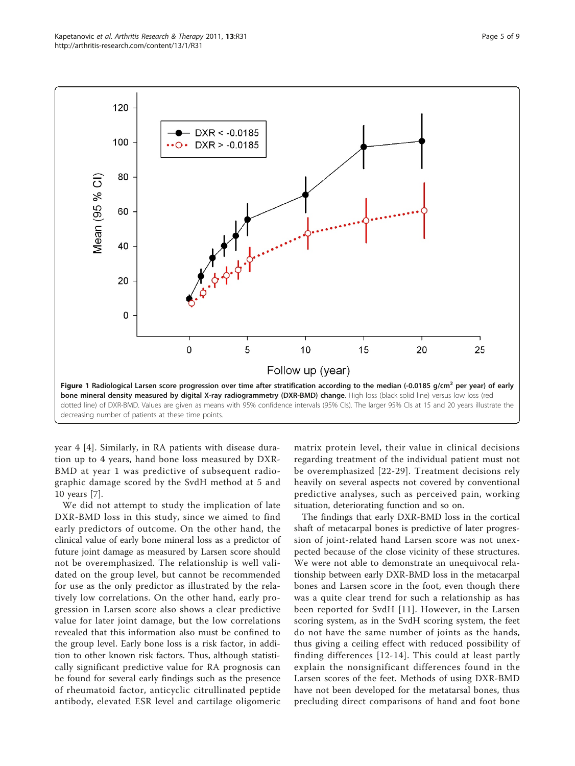Mean (95 % CI)

120
100
80
60
40
20
0

DXR < -0.0185
DXR > -0.0185

0
5
10
15
20
25

Follow up (year)

**Figure 1 Radiological Larsen score progression over time after stratification according to the median (-0.0185 g/cm² per year) of early bone mineral density measured by digital X-ray radiogrammetry (DXR-BMD) change**. High loss (black solid line) versus low loss (red dotted line) of DXR-BMD. Values are given as means with 95% confidence intervals (95% CIs). The larger 95% CIs at 15 and 20 years illustrate the decreasing number of patients at these time points.

year 4 [4]. Similarly, in RA patients with disease duration up to 4 years, hand bone loss measured by DXR-BMD at year 1 was predictive of subsequent radiographic damage scored by the SvdH method at 5 and 10 years [7].

We did not attempt to study the implication of late DXR-BMD loss in this study, since we aimed to find early predictors of outcome. On the other hand, the clinical value of early bone mineral loss as a predictor of future joint damage as measured by Larsen score should not be overemphasized. The relationship is well validated on the group level, but cannot be recommended for use as the only predictor as illustrated by the relatively low correlations. On the other hand, early progression in Larsen score also shows a clear predictive value for later joint damage, but the low correlations revealed that this information also must be confined to the group level. Early bone loss is a risk factor, in addition to other known risk factors. Thus, although statistically significant predictive value for RA prognosis can be found for several early findings such as the presence of rheumatoid factor, anticyclic citrullinated peptide antibody, elevated ESR level and cartilage oligomeric matrix protein level, their value in clinical decisions regarding treatment of the individual patient must not be overemphasized [22-29]. Treatment decisions rely heavily on several aspects not covered by conventional predictive analyses, such as perceived pain, working situation, deteriorating function and so on.

The findings that early DXR-BMD loss in the cortical shaft of metacarpal bones is predictive of later progression of joint-related hand Larsen score was not unexpected because of the close vicinity of these structures. We were not able to demonstrate an unequivocal relationship between early DXR-BMD loss in the metacarpal bones and Larsen score in the foot, even though there was a quite clear trend for such a relationship as has been reported for SvdH [11]. However, in the Larsen scoring system, as in the SvdH scoring system, the feet do not have the same number of joints as the hands, thus giving a ceiling effect with reduced possibility of finding differences [12-14]. This could at least partly explain the nonsignificant differences found in the Larsen scores of the feet. Methods of using DXR-BMD have not been developed for the metatarsal bones, thus precluding direct comparisons of hand and foot bone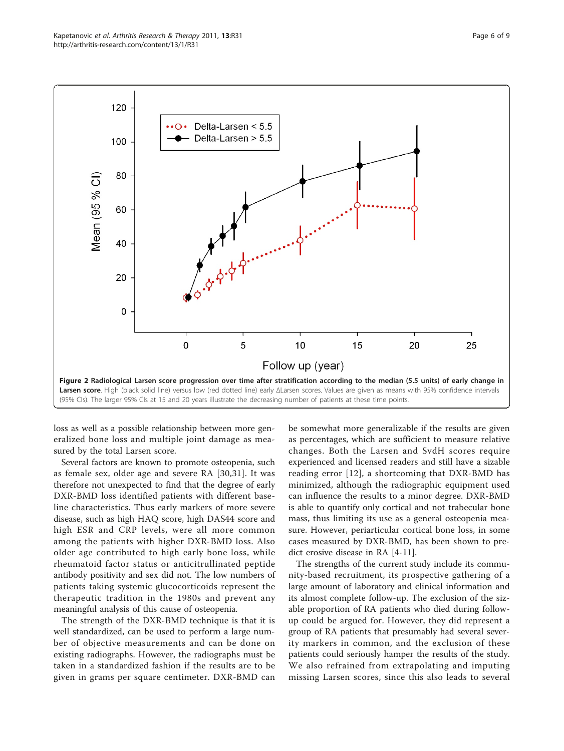**Figure 2 Radiological Larsen score progression over time after stratification according to the median (5.5 units) of early change in Larsen score**. High (black solid line) versus low (red dotted line) early ΔLarsen scores. Values are given as means with 95% confidence intervals (95% CIs). The larger 95% CIs at 15 and 20 years illustrate the decreasing number of patients at these time points.

loss as well as a possible relationship between more generalized bone loss and multiple joint damage as measured by the total Larsen score.

Several factors are known to promote osteopenia, such as female sex, older age and severe RA [30,31]. It was therefore not unexpected to find that the degree of early DXR-BMD loss identified patients with different baseline characteristics. Thus early markers of more severe disease, such as high HAQ score, high DAS44 score and high ESR and CRP levels, were all more common among the patients with higher DXR-BMD loss. Also older age contributed to high early bone loss, while rheumatoid factor status or anticitrullinated peptide antibody positivity and sex did not. The low numbers of patients taking systemic glucocorticoids represent the therapeutic tradition in the 1980s and prevent any meaningful analysis of this cause of osteopenia.

The strength of the DXR-BMD technique is that it is well standardized, can be used to perform a large number of objective measurements and can be done on existing radiographs. However, the radiographs must be taken in a standardized fashion if the results are to be given in grams per square centimeter. DXR-BMD can be somewhat more generalizable if the results are given as percentages, which are sufficient to measure relative changes. Both the Larsen and SvdH scores require experienced and licensed readers and still have a sizable reading error [12], a shortcoming that DXR-BMD has minimized, although the radiographic equipment used can influence the results to a minor degree. DXR-BMD is able to quantify only cortical and not trabecular bone mass, thus limiting its use as a general osteopenia measure. However, periarticular cortical bone loss, in some cases measured by DXR-BMD, has been shown to predict erosive disease in RA [4-11].

The strengths of the current study include its community-based recruitment, its prospective gathering of a large amount of laboratory and clinical information and its almost complete follow-up. The exclusion of the sizable proportion of RA patients who died during follow-up could be argued for. However, they did represent a group of RA patients that presumably had several severity markers in common, and the exclusion of these patients could seriously hamper the results of the study. We also refrained from extrapolating and imputing missing Larsen scores, since this also leads to several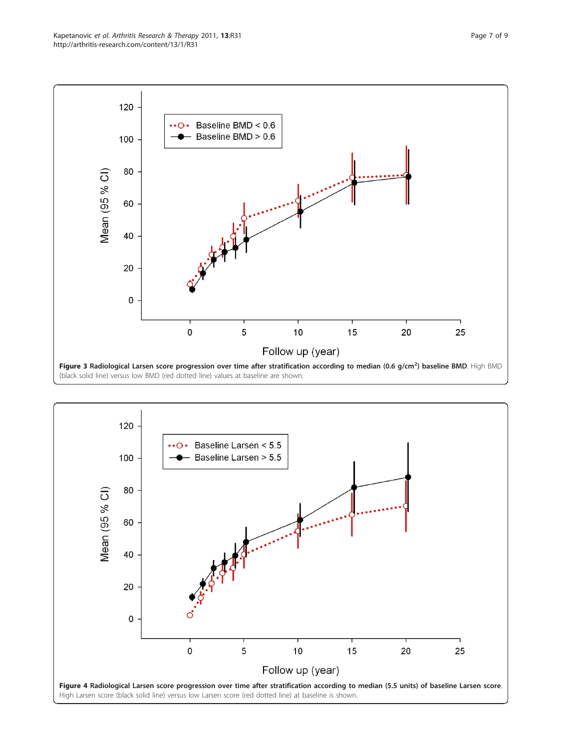**Figure 3 Radiological Larsen score progression over time after stratification according to median (0.6 g/cm$^2$) baseline BMD**. High BMD (black solid line) versus low BMD (red dotted line) values at baseline are shown.

**Figure 4 Radiological Larsen score progression over time after stratification according to median (5.5 units) of baseline Larsen score**. High Larsen score (black solid line) versus low Larsen score (red dotted line) at baseline is shown.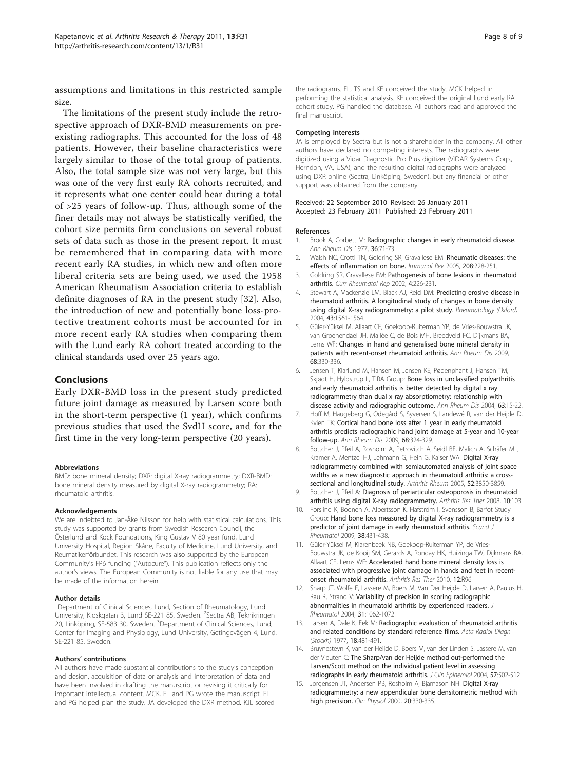assumptions and limitations in this restricted sample size.

The limitations of the present study include the retrospective approach of DXR-BMD measurements on preexisting radiographs. This accounted for the loss of 48 patients. However, their baseline characteristics were largely similar to those of the total group of patients. Also, the total sample size was not very large, but this was one of the very first early RA cohorts recruited, and it represents what one center could bear during a total of >25 years of follow-up. Thus, although some of the finer details may not always be statistically verified, the cohort size permits firm conclusions on several robust sets of data such as those in the present report. It must be remembered that in comparing data with more recent early RA studies, in which new and often more liberal criteria sets are being used, we used the 1958 American Rheumatism Association criteria to establish definite diagnoses of RA in the present study [32]. Also, the introduction of new and potentially bone loss-protective treatment cohorts must be accounted for in more recent early RA studies when comparing them with the Lund early RA cohort treated according to the clinical standards used over 25 years ago.

## Conclusions

Early DXR-BMD loss in the present study predicted future joint damage as measured by Larsen score both in the short-term perspective (1 year), which confirms previous studies that used the SvdH score, and for the first time in the very long-term perspective (20 years).

#### Abbreviations

BMD: bone mineral density; DXR: digital X-ray radiogrammetry; DXR-BMD: bone mineral density measured by digital X-ray radiogrammetry; RA: rheumatoid arthritis.

#### Acknowledgements

We are indebted to Jan-Åke Nilsson for help with statistical calculations. This study was supported by grants from Swedish Research Council, the Österlund and Kock Foundations, King Gustav V 80 year fund, Lund University Hospital, Region Skåne, Faculty of Medicine, Lund University, and Reumatikerförbundet. This research was also supported by the European Community's FP6 funding ("Autocure"). This publication reflects only the author's views. The European Community is not liable for any use that may be made of the information herein.

#### Author details

[1]Department of Clinical Sciences, Lund, Section of Rheumatology, Lund University, Kioskgatan 3, Lund SE-221 85, Sweden. [2]Sectra AB, Teknikringen 20, Linköping, SE-583 30, Sweden. [3]Department of Clinical Sciences, Lund, Center for Imaging and Physiology, Lund University, Getingevägen 4, Lund, SE-221 85, Sweden.

#### Authors' contributions

All authors have made substantial contributions to the study's conception and design, acquisition of data or analysis and interpretation of data and have been involved in drafting the manuscript or revising it critically for important intellectual content. MCK, EL and PG wrote the manuscript. EL and PG helped plan the study. JA developed the DXR method. KJL scored the radiograms. EL, TS and KE conceived the study. MCK helped in performing the statistical analysis. KE conceived the original Lund early RA cohort study. PG handled the database. All authors read and approved the final manuscript.

#### Competing interests

JA is employed by Sectra but is not a shareholder in the company. All other authors have declared no competing interests. The radiographs were digitized using a Vidar Diagnostic Pro Plus digitizer (VIDAR Systems Corp., Herndon, VA, USA), and the resulting digital radiographs were analyzed using DXR online (Sectra, Linköping, Sweden), but any financial or other support was obtained from the company.

Received: 22 September 2010 Revised: 26 January 2011
Accepted: 23 February 2011 Published: 23 February 2011

#### References

1. Brook A, Corbett M: **Radiographic changes in early rheumatoid disease.** *Ann Rheum Dis* 1977, **36**:71-73.
2. Walsh NC, Crotti TN, Goldring SR, Gravallese EM: **Rheumatic diseases: the effects of inflammation on bone.** *Immunol Rev* 2005, **208**:228-251.
3. Goldring SR, Gravallese EM: **Pathogenesis of bone lesions in rheumatoid arthritis.** *Curr Rheumatol Rep* 2002, **4**:226-231.
4. Stewart A, Mackenzie LM, Black AJ, Reid DM: **Predicting erosive disease in rheumatoid arthritis. A longitudinal study of changes in bone density using digital X-ray radiogrammetry: a pilot study.** *Rheumatology (Oxford)* 2004, **43**:1561-1564.
5. Güler-Yüksel M, Allaart CF, Goekoop-Ruiterman YP, de Vries-Bouwstra JK, van Groenendael JH, Mallée C, de Bois MH, Breedveld FC, Dijkmans BA, Lems WF: **Changes in hand and generalised bone mineral density in patients with recent-onset rheumatoid arthritis.** *Ann Rheum Dis* 2009, **68**:330-336.
6. Jensen T, Klarlund M, Hansen M, Jensen KE, Pødenphant J, Hansen TM, Skjødt H, Hyldstrup L, TIRA Group: **Bone loss in unclassified polyarthritis and early rheumatoid arthritis is better detected by digital x ray radiogrammetry than dual x ray absorptiometry: relationship with disease activity and radiographic outcome.** *Ann Rheum Dis* 2004, **63**:15-22.
7. Hoff M, Haugeberg G, Odegård S, Syversen S, Landewé R, van der Heijde D, Kvien TK: **Cortical hand bone loss after 1 year in early rheumatoid arthritis predicts radiographic hand joint damage at 5-year and 10-year follow-up.** *Ann Rheum Dis* 2009, **68**:324-329.
8. Böttcher J, Pfeil A, Rosholm A, Petrovitch A, Seidl BE, Malich A, Schäfer ML, Kramer A, Mentzel HJ, Lehmann G, Hein G, Kaiser WA: **Digital X-ray radiogrammetry combined with semiautomated analysis of joint space widths as a new diagnostic approach in rheumatoid arthritis: a cross-sectional and longitudinal study.** *Arthritis Rheum* 2005, **52**:3850-3859.
9. Böttcher J, Pfeil A: **Diagnosis of periarticular osteoporosis in rheumatoid arthritis using digital X-ray radiogrammetry.** *Arthritis Res Ther* 2008, **10**:103.
10. Forslind K, Boonen A, Albertsson K, Hafström I, Svensson B, Barfot Study Group: **Hand bone loss measured by digital X-ray radiogrammetry is a predictor of joint damage in early rheumatoid arthritis.** *Scand J Rheumatol* 2009, **38**:431-438.
11. Güler-Yüksel M, Klarenbeek NB, Goekoop-Ruiterman YP, de Vries-Bouwstra JK, de Kooij SM, Gerards A, Ronday HK, Huizinga TW, Dijkmans BA, Allaart CF, Lems WF: **Accelerated hand bone mineral density loss is associated with progressive joint damage in hands and feet in recent-onset rheumatoid arthritis.** *Arthritis Res Ther* 2010, **12**:R96.
12. Sharp JT, Wolfe F, Lassere M, Boers M, Van Der Heijde D, Larsen A, Paulus H, Rau R, Strand V: **Variability of precision in scoring radiographic abnormalities in rheumatoid arthritis by experienced readers.** *J Rheumatol* 2004, **31**:1062-1072.
13. Larsen A, Dale K, Eek M: **Radiographic evaluation of rheumatoid arthritis and related conditions by standard reference films.** *Acta Radiol Diagn (Stockh)* 1977, **18**:481-491.
14. Bruynesteyn K, van der Heijde D, Boers M, van der Linden S, Lassere M, van der Vleuten C: **The Sharp/van der Heijde method out-performed the Larsen/Scott method on the individual patient level in assessing radiographs in early rheumatoid arthritis.** *J Clin Epidemiol* 2004, **57**:502-512.
15. Jorgensen JT, Andersen PB, Rosholm A, Bjarnason NH: **Digital X-ray radiogrammetry: a new appendicular bone densitometric method with high precision.** *Clin Physiol* 2000, **20**:330-335.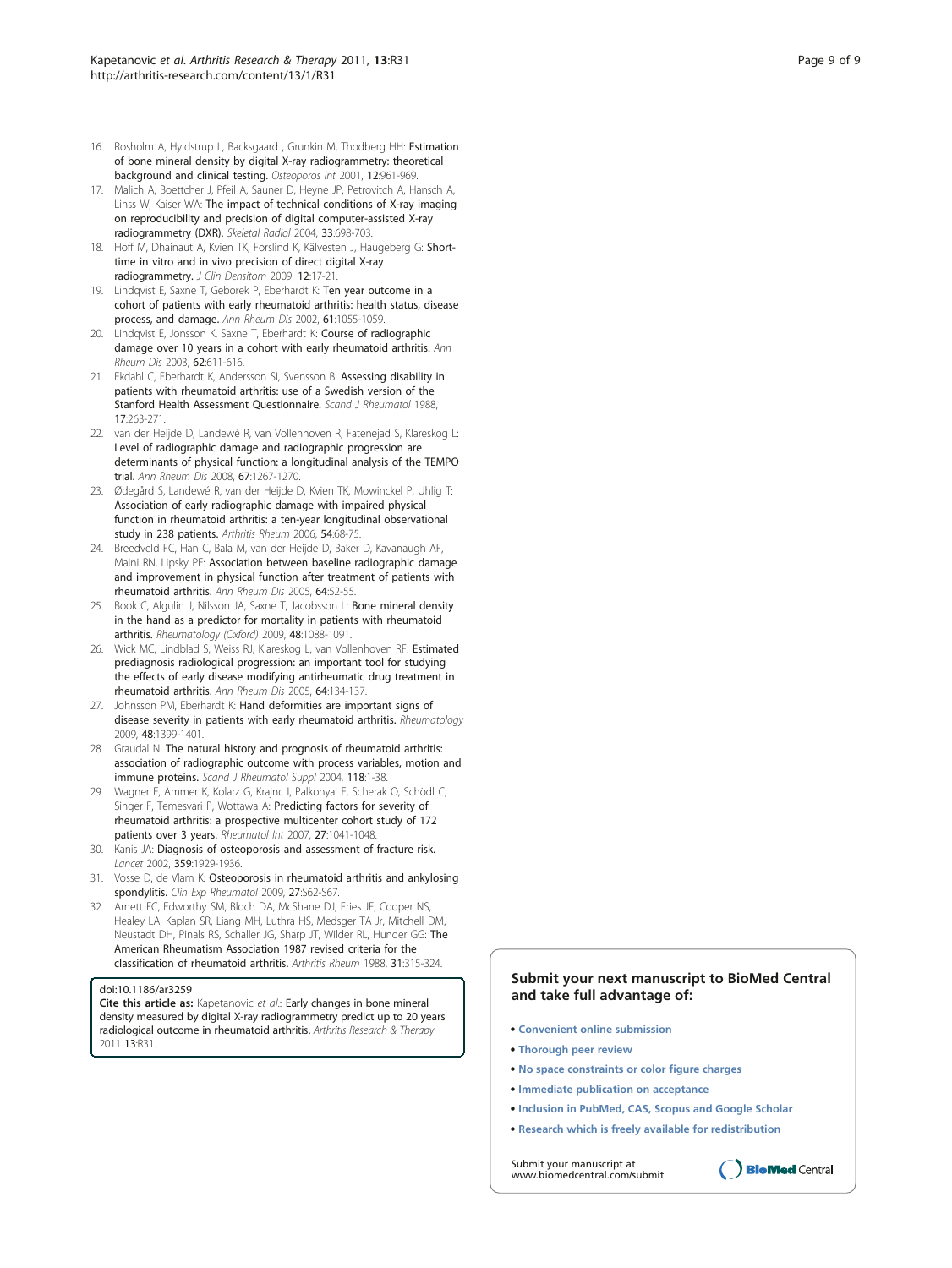16. Rosholm A, Hyldstrup L, Backsgaard , Grunkin M, Thodberg HH: **Estimation of bone mineral density by digital X-ray radiogrammetry: theoretical background and clinical testing.** *Osteoporos Int* 2001, **12**:961-969.
17. Malich A, Boettcher J, Pfeil A, Sauner D, Heyne JP, Petrovitch A, Hansch A, Linss W, Kaiser WA: **The impact of technical conditions of X-ray imaging on reproducibility and precision of digital computer-assisted X-ray radiogrammetry (DXR).** *Skeletal Radiol* 2004, **33**:698-703.
18. Hoff M, Dhainaut A, Kvien TK, Forslind K, Kälvesten J, Haugeberg G: **Short-time in vitro and in vivo precision of direct digital X-ray radiogrammetry.** *J Clin Densitom* 2009, **12**:17-21.
19. Lindqvist E, Saxne T, Geborek P, Eberhardt K: **Ten year outcome in a cohort of patients with early rheumatoid arthritis: health status, disease process, and damage.** *Ann Rheum Dis* 2002, **61**:1055-1059.
20. Lindqvist E, Jonsson K, Saxne T, Eberhardt K: **Course of radiographic damage over 10 years in a cohort with early rheumatoid arthritis.** *Ann Rheum Dis* 2003, **62**:611-616.
21. Ekdahl C, Eberhardt K, Andersson SI, Svensson B: **Assessing disability in patients with rheumatoid arthritis: use of a Swedish version of the Stanford Health Assessment Questionnaire.** *Scand J Rheumatol* 1988, **17**:263-271.
22. van der Heijde D, Landewé R, van Vollenhoven R, Fatenejad S, Klareskog L: **Level of radiographic damage and radiographic progression are determinants of physical function: a longitudinal analysis of the TEMPO trial.** *Ann Rheum Dis* 2008, **67**:1267-1270.
23. Ødegård S, Landewé R, van der Heijde D, Kvien TK, Mowinckel P, Uhlig T: **Association of early radiographic damage with impaired physical function in rheumatoid arthritis: a ten-year longitudinal observational study in 238 patients.** *Arthritis Rheum* 2006, **54**:68-75.
24. Breedveld FC, Han C, Bala M, van der Heijde D, Baker D, Kavanaugh AF, Maini RN, Lipsky PE: **Association between baseline radiographic damage and improvement in physical function after treatment of patients with rheumatoid arthritis.** *Ann Rheum Dis* 2005, **64**:52-55.
25. Book C, Algulin J, Nilsson JA, Saxne T, Jacobsson L: **Bone mineral density in the hand as a predictor for mortality in patients with rheumatoid arthritis.** *Rheumatology (Oxford)* 2009, **48**:1088-1091.
26. Wick MC, Lindblad S, Weiss RJ, Klareskog L, van Vollenhoven RF: **Estimated prediagnosis radiological progression: an important tool for studying the effects of early disease modifying antirheumatic drug treatment in rheumatoid arthritis.** *Ann Rheum Dis* 2005, **64**:134-137.
27. Johnsson PM, Eberhardt K: **Hand deformities are important signs of disease severity in patients with early rheumatoid arthritis.** *Rheumatology* 2009, **48**:1399-1401.
28. Graudal N: **The natural history and prognosis of rheumatoid arthritis: association of radiographic outcome with process variables, motion and immune proteins.** *Scand J Rheumatol Suppl* 2004, **118**:1-38.
29. Wagner E, Ammer K, Kolarz G, Krajnc I, Palkonyai E, Scherak O, Schödl C, Singer F, Temesvari P, Wottawa A: **Predicting factors for severity of rheumatoid arthritis: a prospective multicenter cohort study of 172 patients over 3 years.** *Rheumatol Int* 2007, **27**:1041-1048.
30. Kanis JA: **Diagnosis of osteoporosis and assessment of fracture risk.** *Lancet* 2002, **359**:1929-1936.
31. Vosse D, de Vlam K: **Osteoporosis in rheumatoid arthritis and ankylosing spondylitis.** *Clin Exp Rheumatol* 2009, **27**:S62-S67.
32. Arnett FC, Edworthy SM, Bloch DA, McShane DJ, Fries JF, Cooper NS, Healey LA, Kaplan SR, Liang MH, Luthra HS, Medsger TA Jr, Mitchell DM, Neustadt DH, Pinals RS, Schaller JG, Sharp JT, Wilder RL, Hunder GG: **The American Rheumatism Association 1987 revised criteria for the classification of rheumatoid arthritis.** *Arthritis Rheum* 1988, **31**:315-324.

doi:10.1186/ar3259

**Cite this article as:** Kapetanovic *et al.*: Early changes in bone mineral density measured by digital X-ray radiogrammetry predict up to 20 years radiological outcome in rheumatoid arthritis. *Arthritis Research & Therapy* 2011 **13**:R31.

**Submit your next manuscript to BioMed Central and take full advantage of:**

- Convenient online submission
- Thorough peer review
- No space constraints or color figure charges
- Immediate publication on acceptance
- Inclusion in PubMed, CAS, Scopus and Google Scholar
- Research which is freely available for redistribution

Submit your manuscript at www.biomedcentral.com/submit

BioMed Central